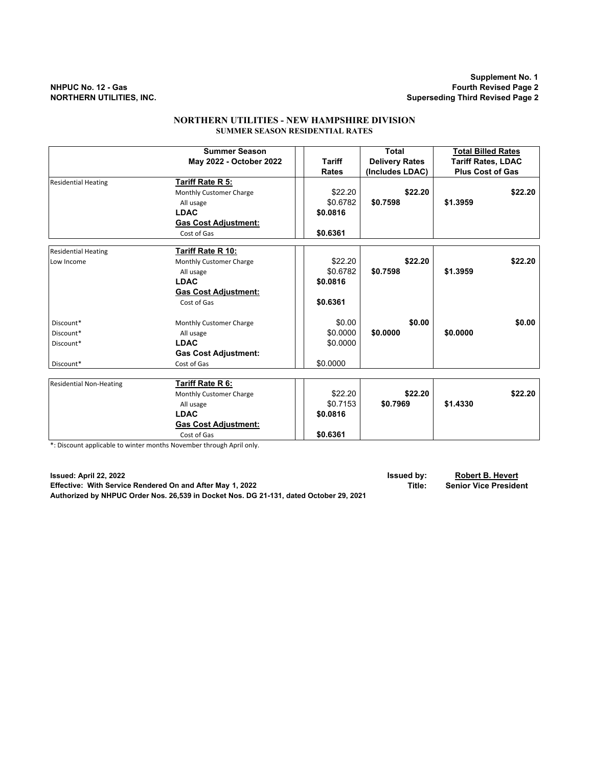**NHPUC No. 12 - Gas**
**NORTHERN UTILITIES, INC.**

**Supplement No. 1**
**Fourth Revised Page 2**
**Superseding Third Revised Page 2**

## NORTHERN UTILITIES - NEW HAMPSHIRE DIVISION

### SUMMER SEASON RESIDENTIAL RATES

| | Summer Season May 2022 - October 2022 | Tariff Rates | Total Delivery Rates (Includes LDAC) | Total Billed Rates Tariff Rates, LDAC Plus Cost of Gas |
|---|---|---|---|---|
| Residential Heating | **Tariff Rate R 5:** | | | |
| | Monthly Customer Charge | $22.20 | **$22.20** | **$22.20** |
| | All usage | $0.6782 | **$0.7598** | **$1.3959** |
| | **LDAC** | **$0.0816** | | |
| | **Gas Cost Adjustment:** | | | |
| | Cost of Gas | **$0.6361** | | |
| Residential Heating | **Tariff Rate R 10:** | | | |
| Low Income | Monthly Customer Charge | $22.20 | **$22.20** | **$22.20** |
| | All usage | $0.6782 | **$0.7598** | **$1.3959** |
| | **LDAC** | **$0.0816** | | |
| | **Gas Cost Adjustment:** | | | |
| | Cost of Gas | **$0.6361** | | |
| Discount* | Monthly Customer Charge | $0.00 | **$0.00** | **$0.00** |
| Discount* | All usage | $0.0000 | **$0.0000** | **$0.0000** |
| Discount* | **LDAC** | $0.0000 | | |
| | **Gas Cost Adjustment:** | | | |
| Discount* | Cost of Gas | $0.0000 | | |
| Residential Non-Heating | **Tariff Rate R 6:** | | | |
| | Monthly Customer Charge | $22.20 | **$22.20** | **$22.20** |
| | All usage | $0.7153 | **$0.7969** | **$1.4330** |
| | **LDAC** | **$0.0816** | | |
| | **Gas Cost Adjustment:** | | | |
| | Cost of Gas | **$0.6361** | | |

*: Discount applicable to winter months November through April only.

**Issued: April 22, 2022**
**Effective: With Service Rendered On and After May 1, 2022**
**Authorized by NHPUC Order Nos. 26,539 in Docket Nos. DG 21-131, dated October 29, 2021**

**Issued by:** **Robert B. Hevert**
**Title:** **Senior Vice President**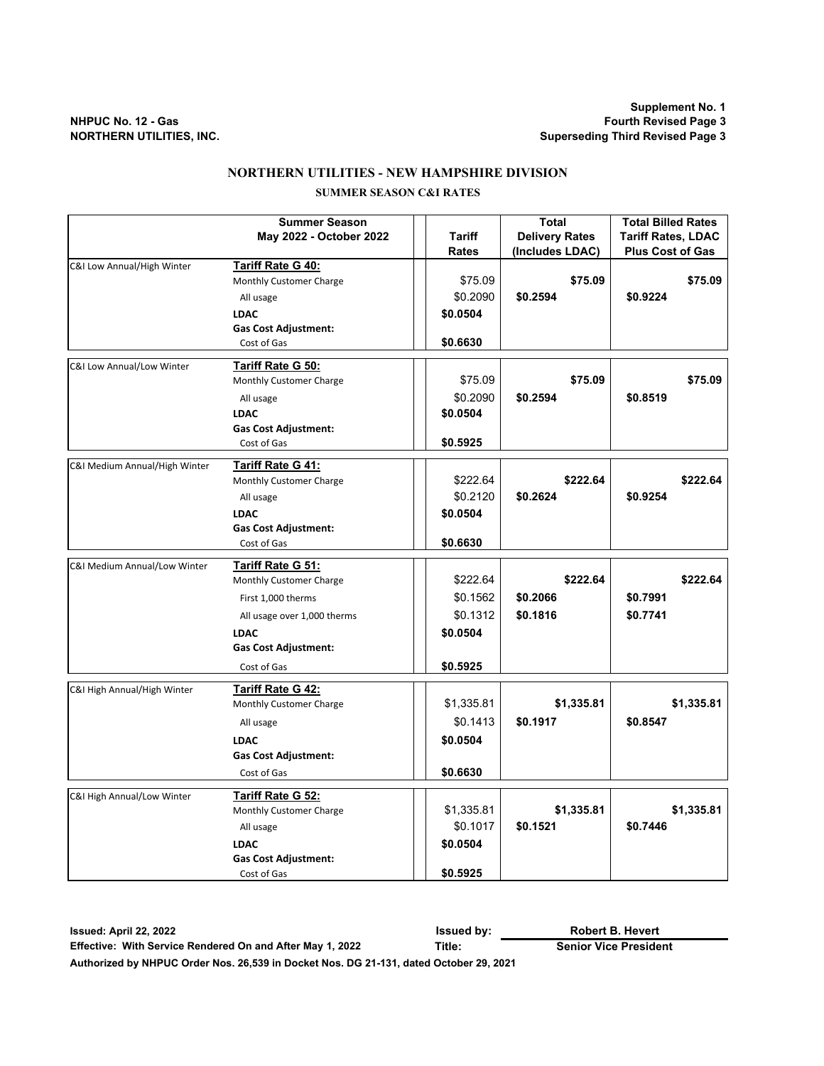**NHPUC No. 12 - Gas**
**NORTHERN UTILITIES, INC.**

**Supplement No. 1**
**Fourth Revised Page 3**
**Superseding Third Revised Page 3**

## NORTHERN UTILITIES - NEW HAMPSHIRE DIVISION

### SUMMER SEASON C&I RATES

| | Summer Season May 2022 - October 2022 | Tariff Rates | Total Delivery Rates (Includes LDAC) | Total Billed Rates Tariff Rates, LDAC Plus Cost of Gas |
|---|---|---|---|---|
| C&I Low Annual/High Winter | **Tariff Rate G 40:** | | | |
| | Monthly Customer Charge | $75.09 | **$75.09** | **$75.09** |
| | All usage | $0.2090 | **$0.2594** | **$0.9224** |
| | **LDAC** | **$0.0504** | | |
| | **Gas Cost Adjustment:** | | | |
| | Cost of Gas | **$0.6630** | | |
| C&I Low Annual/Low Winter | **Tariff Rate G 50:** | | | |
| | Monthly Customer Charge | $75.09 | **$75.09** | **$75.09** |
| | All usage | $0.2090 | **$0.2594** | **$0.8519** |
| | **LDAC** | **$0.0504** | | |
| | **Gas Cost Adjustment:** | | | |
| | Cost of Gas | **$0.5925** | | |
| C&I Medium Annual/High Winter | **Tariff Rate G 41:** | | | |
| | Monthly Customer Charge | $222.64 | **$222.64** | **$222.64** |
| | All usage | $0.2120 | **$0.2624** | **$0.9254** |
| | **LDAC** | **$0.0504** | | |
| | **Gas Cost Adjustment:** | | | |
| | Cost of Gas | **$0.6630** | | |
| C&I Medium Annual/Low Winter | **Tariff Rate G 51:** | | | |
| | Monthly Customer Charge | $222.64 | **$222.64** | **$222.64** |
| | First 1,000 therms | $0.1562 | **$0.2066** | **$0.7991** |
| | All usage over 1,000 therms | $0.1312 | **$0.1816** | **$0.7741** |
| | **LDAC** | **$0.0504** | | |
| | **Gas Cost Adjustment:** | | | |
| | Cost of Gas | **$0.5925** | | |
| C&I High Annual/High Winter | **Tariff Rate G 42:** | | | |
| | Monthly Customer Charge | $1,335.81 | **$1,335.81** | **$1,335.81** |
| | All usage | $0.1413 | **$0.1917** | **$0.8547** |
| | **LDAC** | **$0.0504** | | |
| | **Gas Cost Adjustment:** | | | |
| | Cost of Gas | **$0.6630** | | |
| C&I High Annual/Low Winter | **Tariff Rate G 52:** | | | |
| | Monthly Customer Charge | $1,335.81 | **$1,335.81** | **$1,335.81** |
| | All usage | $0.1017 | **$0.1521** | **$0.7446** |
| | **LDAC** | **$0.0504** | | |
| | **Gas Cost Adjustment:** | | | |
| | Cost of Gas | **$0.5925** | | |

**Issued: April 22, 2022** | **Issued by:** Robert B. Hevert
**Effective: With Service Rendered On and After May 1, 2022** | **Title:** Senior Vice President
**Authorized by NHPUC Order Nos. 26,539 in Docket Nos. DG 21-131, dated October 29, 2021**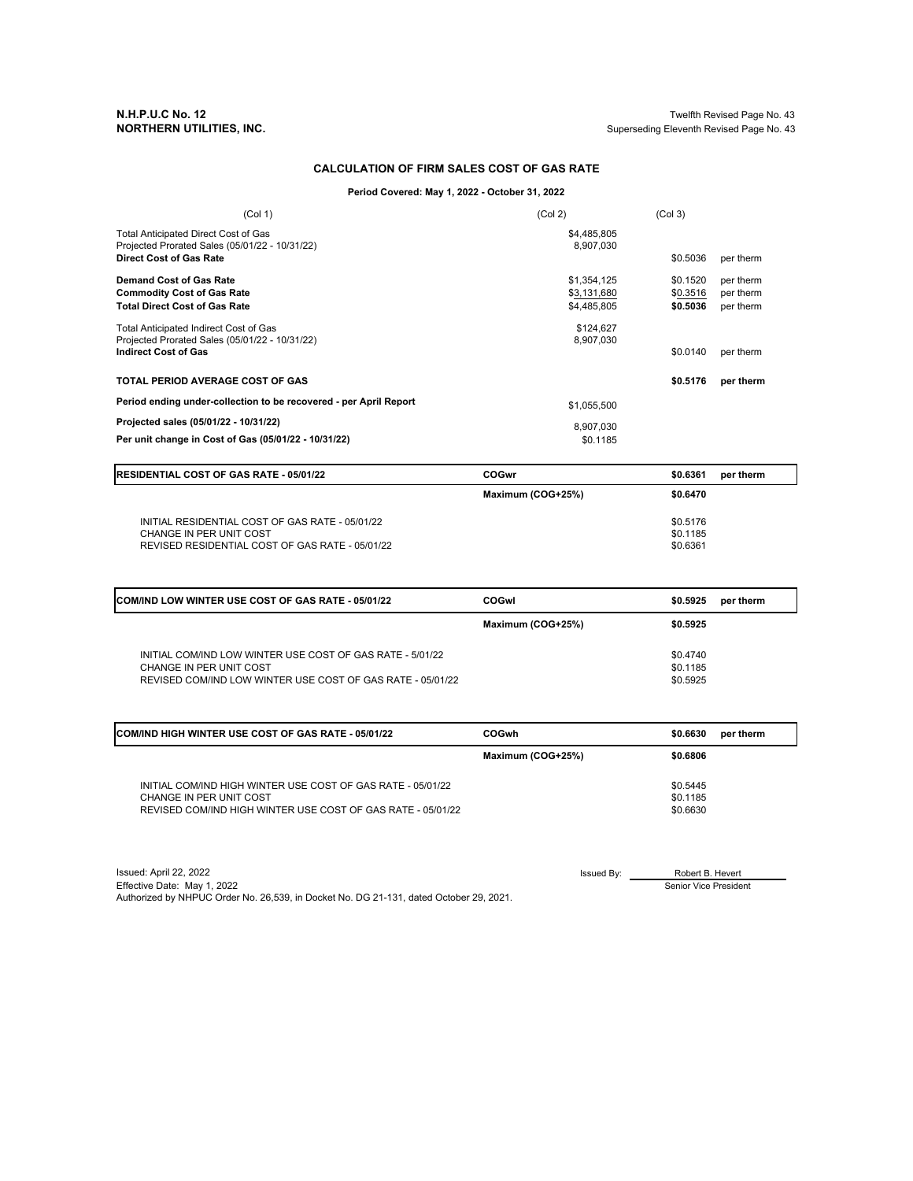**N.H.P.U.C No. 12**
**NORTHERN UTILITIES, INC.**

Twelfth Revised Page No. 43
Superseding Eleventh Revised Page No. 43

## CALCULATION OF FIRM SALES COST OF GAS RATE

**Period Covered: May 1, 2022 - October 31, 2022**

| (Col 1) | (Col 2) | (Col 3) | |
|---|---|---|---|
| Total Anticipated Direct Cost of Gas | $4,485,805 | | |
| Projected Prorated Sales (05/01/22 - 10/31/22) | 8,907,030 | | |
| **Direct Cost of Gas Rate** | | $0.5036 | per therm |
| **Demand Cost of Gas Rate** | $1,354,125 | $0.1520 | per therm |
| **Commodity Cost of Gas Rate** | $3,131,680 | $0.3516 | per therm |
| **Total Direct Cost of Gas Rate** | $4,485,805 | **$0.5036** | per therm |
| Total Anticipated Indirect Cost of Gas | $124,627 | | |
| Projected Prorated Sales (05/01/22 - 10/31/22) | 8,907,030 | | |
| **Indirect Cost of Gas** | | $0.0140 | per therm |
| **TOTAL PERIOD AVERAGE COST OF GAS** | | **$0.5176** | **per therm** |
| **Period ending under-collection to be recovered - per April Report** | $1,055,500 | | |
| **Projected sales (05/01/22 - 10/31/22)** | 8,907,030 | | |
| **Per unit change in Cost of Gas (05/01/22 - 10/31/22)** | $0.1185 | | |

| **RESIDENTIAL COST OF GAS RATE - 05/01/22** | **COGwr** | **$0.6361** | **per therm** |
|---|---|---|---|
| | **Maximum (COG+25%)** | **$0.6470** | |
| INITIAL RESIDENTIAL COST OF GAS RATE - 05/01/22 | | $0.5176 | |
| CHANGE IN PER UNIT COST | | $0.1185 | |
| REVISED RESIDENTIAL COST OF GAS RATE - 05/01/22 | | $0.6361 | |

| **COM/IND LOW WINTER USE COST OF GAS RATE - 05/01/22** | **COGwl** | **$0.5925** | **per therm** |
|---|---|---|---|
| | **Maximum (COG+25%)** | **$0.5925** | |
| INITIAL COM/IND LOW WINTER USE COST OF GAS RATE - 5/01/22 | | $0.4740 | |
| CHANGE IN PER UNIT COST | | $0.1185 | |
| REVISED COM/IND LOW WINTER USE COST OF GAS RATE - 05/01/22 | | $0.5925 | |

| **COM/IND HIGH WINTER USE COST OF GAS RATE - 05/01/22** | **COGwh** | **$0.6630** | **per therm** |
|---|---|---|---|
| | **Maximum (COG+25%)** | **$0.6806** | |
| INITIAL COM/IND HIGH WINTER USE COST OF GAS RATE - 05/01/22 | | $0.5445 | |
| CHANGE IN PER UNIT COST | | $0.1185 | |
| REVISED COM/IND HIGH WINTER USE COST OF GAS RATE - 05/01/22 | | $0.6630 | |

Issued: April 22, 2022
Effective Date: May 1, 2022
Authorized by NHPUC Order No. 26,539, in Docket No. DG 21-131, dated October 29, 2021.

Issued By: Robert B. Hevert
Senior Vice President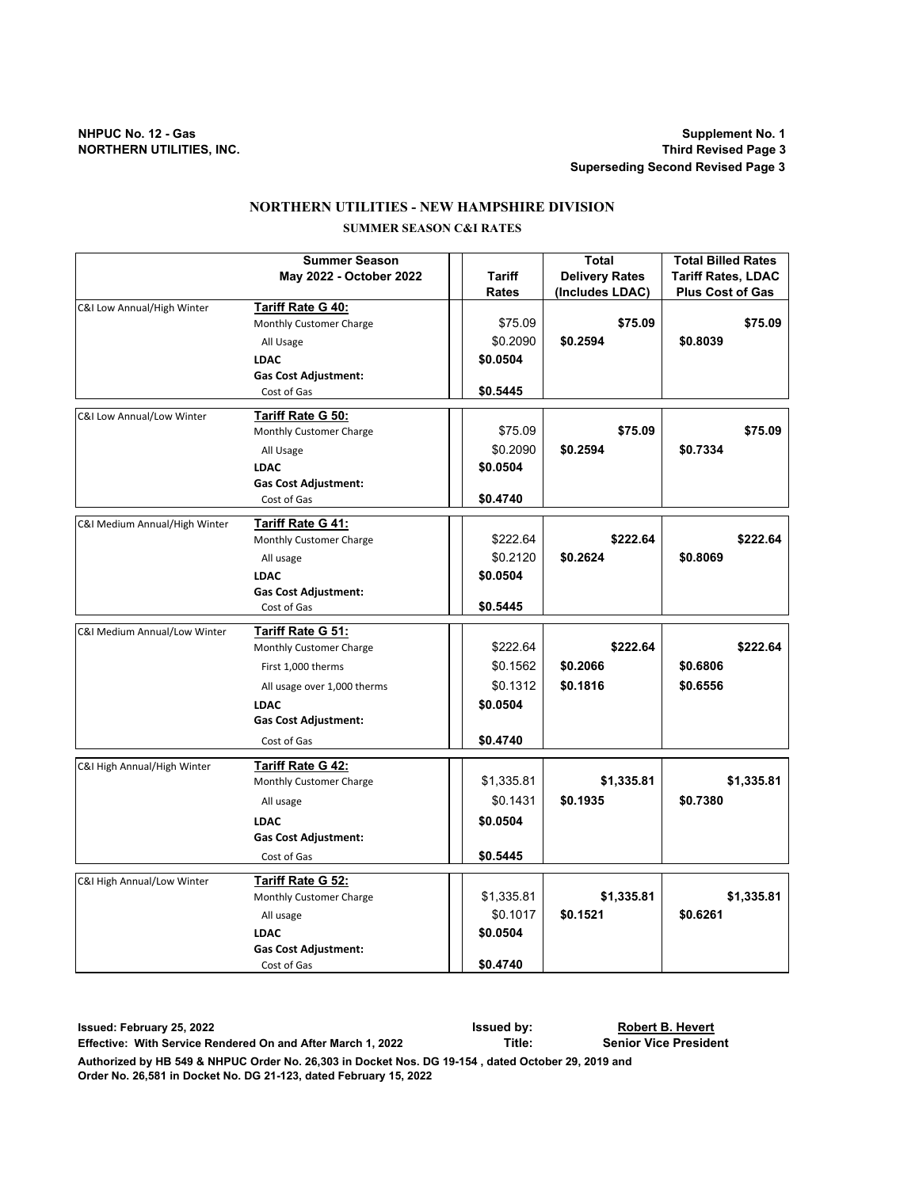NHPUC No. 12 - Gas
NORTHERN UTILITIES, INC.

Supplement No. 1
Third Revised Page 3
Superseding Second Revised Page 3

# NORTHERN UTILITIES - NEW HAMPSHIRE DIVISION

## SUMMER SEASON C&I RATES

| | Summer Season May 2022 - October 2022 | Tariff Rates | Total Delivery Rates (Includes LDAC) | Total Billed Rates Tariff Rates, LDAC Plus Cost of Gas |
|---|---|---|---|---|
| C&I Low Annual/High Winter | **Tariff Rate G 40:** | | | |
| | Monthly Customer Charge | $75.09 | **$75.09** | **$75.09** |
| | All Usage | $0.2090 | **$0.2594** | **$0.8039** |
| | **LDAC** | **$0.0504** | | |
| | **Gas Cost Adjustment:** | | | |
| | Cost of Gas | **$0.5445** | | |
| C&I Low Annual/Low Winter | **Tariff Rate G 50:** | | | |
| | Monthly Customer Charge | $75.09 | **$75.09** | **$75.09** |
| | All Usage | $0.2090 | **$0.2594** | **$0.7334** |
| | **LDAC** | **$0.0504** | | |
| | **Gas Cost Adjustment:** | | | |
| | Cost of Gas | **$0.4740** | | |
| C&I Medium Annual/High Winter | **Tariff Rate G 41:** | | | |
| | Monthly Customer Charge | $222.64 | **$222.64** | **$222.64** |
| | All usage | $0.2120 | **$0.2624** | **$0.8069** |
| | **LDAC** | **$0.0504** | | |
| | **Gas Cost Adjustment:** | | | |
| | Cost of Gas | **$0.5445** | | |
| C&I Medium Annual/Low Winter | **Tariff Rate G 51:** | | | |
| | Monthly Customer Charge | $222.64 | **$222.64** | **$222.64** |
| | First 1,000 therms | $0.1562 | **$0.2066** | **$0.6806** |
| | All usage over 1,000 therms | $0.1312 | **$0.1816** | **$0.6556** |
| | **LDAC** | **$0.0504** | | |
| | **Gas Cost Adjustment:** | | | |
| | Cost of Gas | **$0.4740** | | |
| C&I High Annual/High Winter | **Tariff Rate G 42:** | | | |
| | Monthly Customer Charge | $1,335.81 | **$1,335.81** | **$1,335.81** |
| | All usage | $0.1431 | **$0.1935** | **$0.7380** |
| | **LDAC** | **$0.0504** | | |
| | **Gas Cost Adjustment:** | | | |
| | Cost of Gas | **$0.5445** | | |
| C&I High Annual/Low Winter | **Tariff Rate G 52:** | | | |
| | Monthly Customer Charge | $1,335.81 | **$1,335.81** | **$1,335.81** |
| | All usage | $0.1017 | **$0.1521** | **$0.6261** |
| | **LDAC** | **$0.0504** | | |
| | **Gas Cost Adjustment:** | | | |
| | Cost of Gas | **$0.4740** | | |

**Issued: February 25, 2022** | **Issued by:** Robert B. Hevert

**Effective: With Service Rendered On and After March 1, 2022** | **Title:** Senior Vice President

**Authorized by HB 549 & NHPUC Order No. 26,303 in Docket Nos. DG 19-154 , dated October 29, 2019 and Order No. 26,581 in Docket No. DG 21-123, dated February 15, 2022**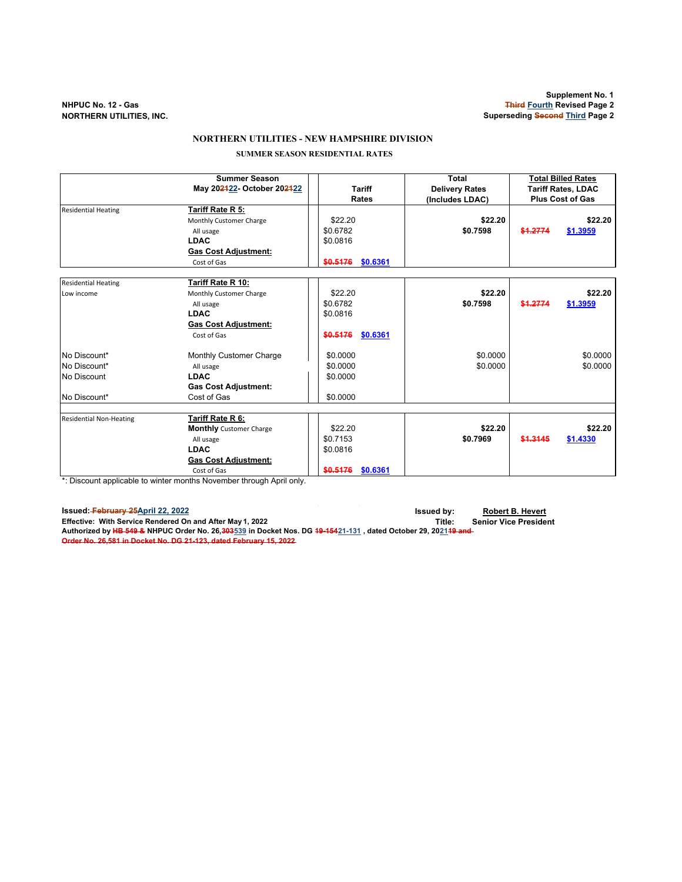NHPUC No. 12 - Gas
NORTHERN UTILITIES, INC.

Supplement No. 1
~~Third~~ Fourth Revised Page 2
Superseding ~~Second~~ Third Page 2

## NORTHERN UTILITIES - NEW HAMPSHIRE DIVISION

### SUMMER SEASON RESIDENTIAL RATES

| | Summer Season May 20~~21~~22- October 20~~21~~22 | Tariff Rates | Total Delivery Rates (Includes LDAC) | Total Billed Rates Tariff Rates, LDAC Plus Cost of Gas |
|---|---|---|---|---|
| Residential Heating | **Tariff Rate R 5:** | | | |
| | Monthly Customer Charge | $22.20 | **$22.20** | **$22.20** |
| | All usage | $0.6782 | **$0.7598** | ~~$1.2774~~ $1.3959 |
| | **LDAC** | $0.0816 | | |
| | **Gas Cost Adjustment:** | | | |
| | Cost of Gas | ~~$0.5176~~ $0.6361 | | |
| Residential Heating | **Tariff Rate R 10:** | | | |
| Low income | Monthly Customer Charge | $22.20 | **$22.20** | **$22.20** |
| | All usage | $0.6782 | **$0.7598** | ~~$1.2774~~ $1.3959 |
| | **LDAC** | $0.0816 | | |
| | **Gas Cost Adjustment:** | | | |
| | Cost of Gas | ~~$0.5176~~ $0.6361 | | |
| No Discount* | Monthly Customer Charge | $0.0000 | $0.0000 | $0.0000 |
| No Discount* | All usage | $0.0000 | $0.0000 | $0.0000 |
| No Discount | **LDAC** | $0.0000 | | |
| | **Gas Cost Adjustment:** | | | |
| No Discount* | Cost of Gas | $0.0000 | | |
| Residential Non-Heating | **Tariff Rate R 6:** | | | |
| | **Monthly** Customer Charge | $22.20 | **$22.20** | **$22.20** |
| | All usage | $0.7153 | **$0.7969** | ~~$1.3145~~ $1.4330 |
| | **LDAC** | $0.0816 | | |
| | **Gas Cost Adjustment:** | | | |
| | Cost of Gas | ~~$0.5176~~ $0.6361 | | |

*: Discount applicable to winter months November through April only.

**Issued:** ~~February 25~~ April 22, 2022 **Issued by:** Robert B. Hevert
**Effective:** With Service Rendered On and After May 1, 2022 **Title:** Senior Vice President
**Authorized by** ~~HB 549 &~~ **NHPUC Order No. 26,**~~303~~539 **in Docket Nos. DG** ~~19-154~~21-131 **, dated October 29, 20**21~~19 and Order No. 26,581 in Docket No. DG 21-123, dated February 15, 2022~~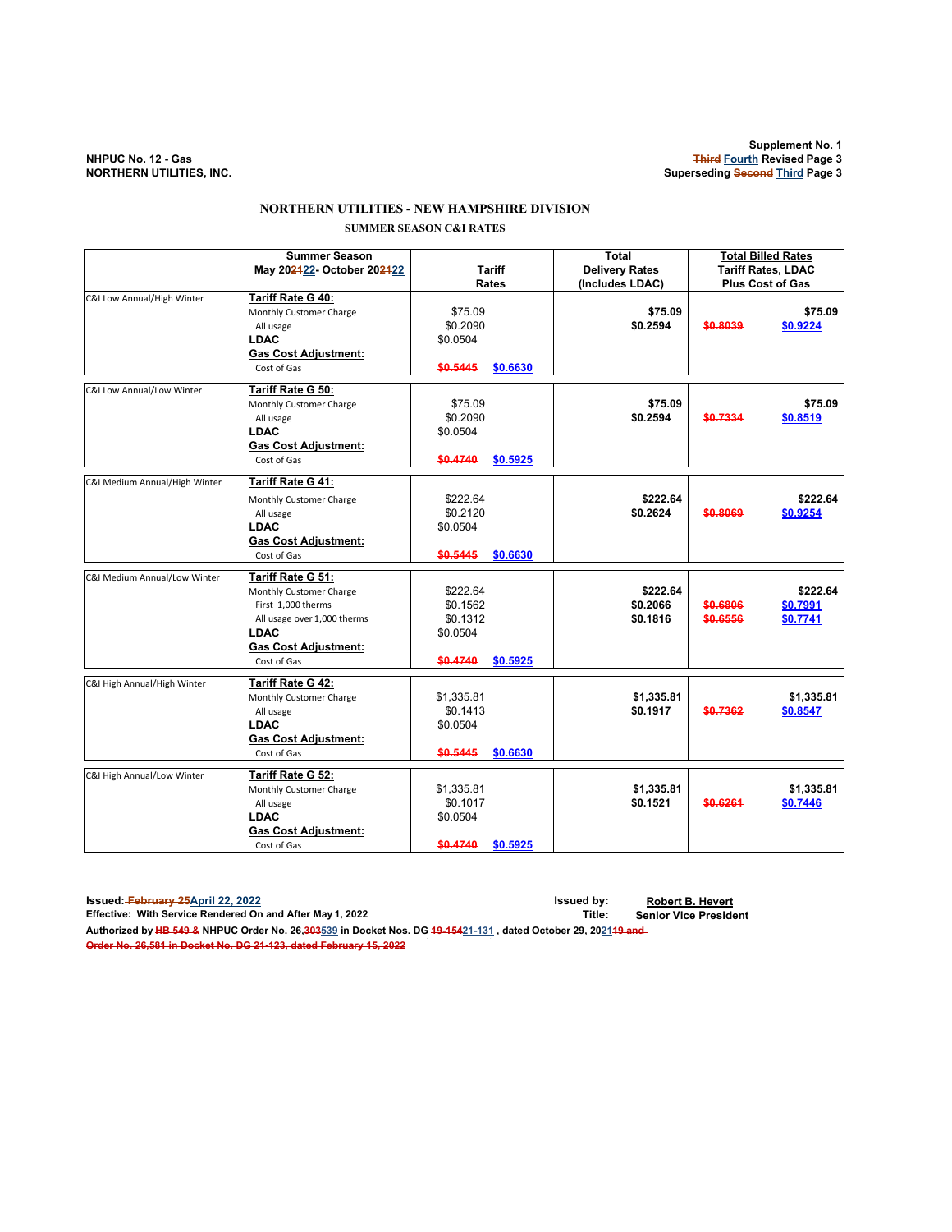**NHPUC No. 12 - Gas**
**NORTHERN UTILITIES, INC.**

**Supplement No. 1**
**~~Third~~ Fourth Revised Page 3**
**Superseding ~~Second~~ Third Page 3**

## NORTHERN UTILITIES - NEW HAMPSHIRE DIVISION

### SUMMER SEASON C&I RATES

| | Summer Season May 20~~21~~22- October 20~~21~~22 | Tariff Rates | Total Delivery Rates (Includes LDAC) | Total Billed Rates Tariff Rates, LDAC Plus Cost of Gas | |
|---|---|---|---|---|---|
| C&I Low Annual/High Winter | **Tariff Rate G 40:** | | | | |
| | Monthly Customer Charge | $75.09 | **$75.09** | | **$75.09** |
| | All usage | $0.2090 | **$0.2594** | ~~$0.8039~~ | **$0.9224** |
| | **LDAC** | $0.0504 | | | |
| | **Gas Cost Adjustment:** | | | | |
| | Cost of Gas | ~~$0.5445~~ $0.6630 | | | |
| C&I Low Annual/Low Winter | **Tariff Rate G 50:** | | | | |
| | Monthly Customer Charge | $75.09 | **$75.09** | | **$75.09** |
| | All usage | $0.2090 | **$0.2594** | ~~$0.7334~~ | **$0.8519** |
| | **LDAC** | $0.0504 | | | |
| | **Gas Cost Adjustment:** | | | | |
| | Cost of Gas | ~~$0.4740~~ $0.5925 | | | |
| C&I Medium Annual/High Winter | **Tariff Rate G 41:** | | | | |
| | Monthly Customer Charge | $222.64 | **$222.64** | | **$222.64** |
| | All usage | $0.2120 | **$0.2624** | ~~$0.8069~~ | **$0.9254** |
| | **LDAC** | $0.0504 | | | |
| | **Gas Cost Adjustment:** | | | | |
| | Cost of Gas | ~~$0.5445~~ $0.6630 | | | |
| C&I Medium Annual/Low Winter | **Tariff Rate G 51:** | | | | |
| | Monthly Customer Charge | $222.64 | **$222.64** | | **$222.64** |
| | First 1,000 therms | $0.1562 | **$0.2066** | ~~$0.6806~~ | **$0.7991** |
| | All usage over 1,000 therms | $0.1312 | **$0.1816** | ~~$0.6556~~ | **$0.7741** |
| | **LDAC** | $0.0504 | | | |
| | **Gas Cost Adjustment:** | | | | |
| | Cost of Gas | ~~$0.4740~~ $0.5925 | | | |
| C&I High Annual/High Winter | **Tariff Rate G 42:** | | | | |
| | Monthly Customer Charge | $1,335.81 | **$1,335.81** | | **$1,335.81** |
| | All usage | $0.1413 | **$0.1917** | ~~$0.7362~~ | **$0.8547** |
| | **LDAC** | $0.0504 | | | |
| | **Gas Cost Adjustment:** | | | | |
| | Cost of Gas | ~~$0.5445~~ $0.6630 | | | |
| C&I High Annual/Low Winter | **Tariff Rate G 52:** | | | | |
| | Monthly Customer Charge | $1,335.81 | **$1,335.81** | | **$1,335.81** |
| | All usage | $0.1017 | **$0.1521** | ~~$0.6261~~ | **$0.7446** |
| | **LDAC** | $0.0504 | | | |
| | **Gas Cost Adjustment:** | | | | |
| | Cost of Gas | ~~$0.4740~~ $0.5925 | | | |

**Issued: ~~February 25~~ April 22, 2022** — **Issued by: Robert B. Hevert**
**Effective: With Service Rendered On and After May 1, 2022** — **Title: Senior Vice President**
**Authorized by ~~HB 549 &~~ NHPUC Order No. 26,~~303~~539 in Docket Nos. DG ~~19-154~~21-131 , dated October 29, 20~~21~~~~19 and~~**
**~~Order No. 26,581 in Docket No. DG 21-123, dated February 15, 2022~~**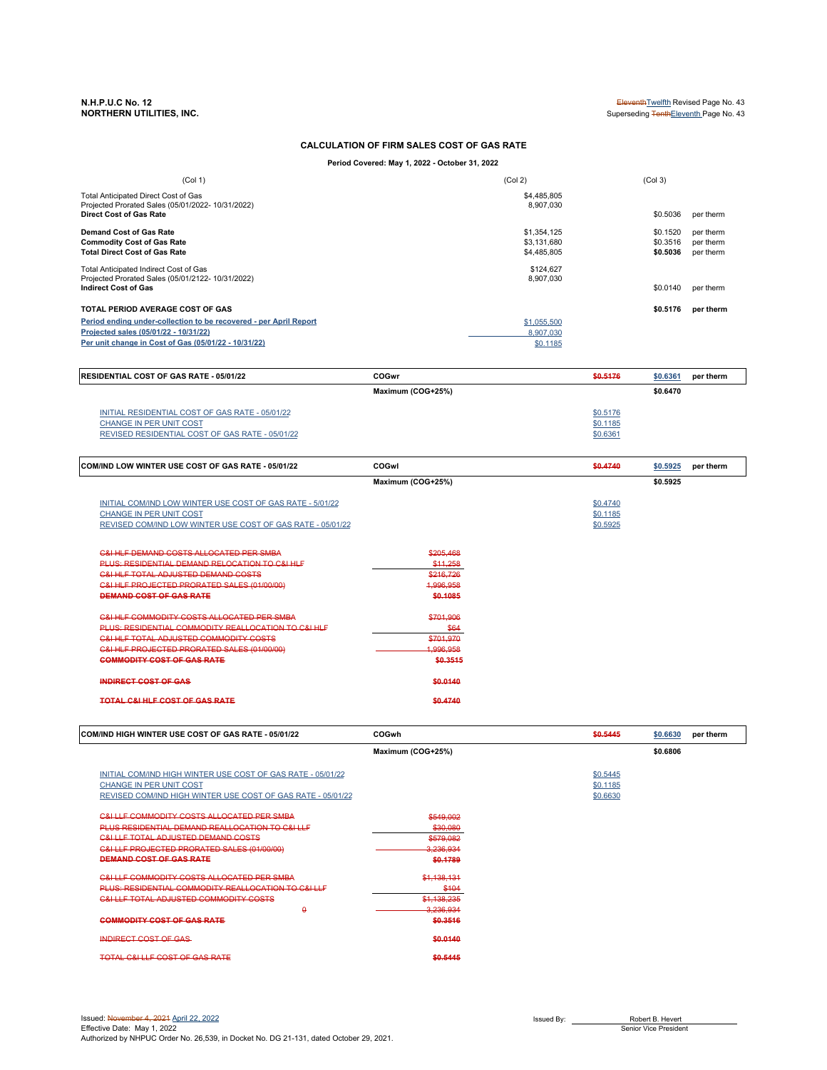**N.H.P.U.C No. 12**
**NORTHERN UTILITIES, INC.**

~~Eleventh~~Twelfth Revised Page No. 43
Superseding ~~Tenth~~Eleventh Page No. 43

## CALCULATION OF FIRM SALES COST OF GAS RATE

**Period Covered: May 1, 2022 - October 31, 2022**

| (Col 1) | (Col 2) | (Col 3) | |
|---|---|---|---|
| Total Anticipated Direct Cost of Gas | $4,485,805 | | |
| Projected Prorated Sales (05/01/2022- 10/31/2022) | 8,907,030 | | |
| **Direct Cost of Gas Rate** | | $0.5036 | per therm |
| **Demand Cost of Gas Rate** | $1,354,125 | $0.1520 | per therm |
| **Commodity Cost of Gas Rate** | $3,131,680 | $0.3516 | per therm |
| **Total Direct Cost of Gas Rate** | $4,485,805 | **$0.5036** | per therm |
| Total Anticipated Indirect Cost of Gas | $124,627 | | |
| Projected Prorated Sales (05/01/2122- 10/31/2022) | 8,907,030 | | |
| **Indirect Cost of Gas** | | $0.0140 | per therm |
| **TOTAL PERIOD AVERAGE COST OF GAS** | | **$0.5176** | **per therm** |
| **Period ending under-collection to be recovered - per April Report** | $1,055,500 | | |
| **Projected sales (05/01/22 - 10/31/22)** | 8,907,030 | | |
| **Per unit change in Cost of Gas (05/01/22 - 10/31/22)** | $0.1185 | | |

| **RESIDENTIAL COST OF GAS RATE - 05/01/22** | **COGwr** | ~~$0.5176~~ | **$0.6361** | **per therm** |
|---|---|---|---|---|
| | **Maximum (COG+25%)** | | **$0.6470** | |
| INITIAL RESIDENTIAL COST OF GAS RATE - 05/01/22 | | $0.5176 | | |
| CHANGE IN PER UNIT COST | | $0.1185 | | |
| REVISED RESIDENTIAL COST OF GAS RATE - 05/01/22 | | $0.6361 | | |

| **COM/IND LOW WINTER USE COST OF GAS RATE - 05/01/22** | **COGwl** | ~~$0.4740~~ | **$0.5925** | **per therm** |
|---|---|---|---|---|
| | **Maximum (COG+25%)** | | **$0.5925** | |
| INITIAL COM/IND LOW WINTER USE COST OF GAS RATE - 5/01/22 | | $0.4740 | | |
| CHANGE IN PER UNIT COST | | $0.1185 | | |
| REVISED COM/IND LOW WINTER USE COST OF GAS RATE - 05/01/22 | | $0.5925 | | |
| ~~C&I HLF DEMAND COSTS ALLOCATED PER SMBA~~ | ~~$205,468~~ | | | |
| ~~PLUS: RESIDENTIAL DEMAND RELOCATION TO C&I HLF~~ | ~~$11,258~~ | | | |
| ~~C&I HLF TOTAL ADJUSTED DEMAND COSTS~~ | ~~$216,726~~ | | | |
| ~~C&I HLF PROJECTED PRORATED SALES (01/00/00)~~ | ~~1,996,958~~ | | | |
| ~~**DEMAND COST OF GAS RATE**~~ | ~~**$0.1085**~~ | | | |
| ~~C&I HLF COMMODITY COSTS ALLOCATED PER SMBA~~ | ~~$701,906~~ | | | |
| ~~PLUS: RESIDENTIAL COMMODITY REALLOCATION TO C&I HLF~~ | ~~$64~~ | | | |
| ~~C&I HLF TOTAL ADJUSTED COMMODITY COSTS~~ | ~~$701,970~~ | | | |
| ~~C&I HLF PROJECTED PRORATED SALES (01/00/00)~~ | ~~1,996,958~~ | | | |
| ~~**COMMODITY COST OF GAS RATE**~~ | ~~**$0.3515**~~ | | | |
| ~~**INDIRECT COST OF GAS**~~ | ~~**$0.0140**~~ | | | |
| ~~**TOTAL C&I HLF COST OF GAS RATE**~~ | ~~**$0.4740**~~ | | | |

| **COM/IND HIGH WINTER USE COST OF GAS RATE - 05/01/22** | **COGwh** | ~~$0.5445~~ | **$0.6630** | **per therm** |
|---|---|---|---|---|
| | **Maximum (COG+25%)** | | **$0.6806** | |
| INITIAL COM/IND HIGH WINTER USE COST OF GAS RATE - 05/01/22 | | $0.5445 | | |
| CHANGE IN PER UNIT COST | | $0.1185 | | |
| REVISED COM/IND HIGH WINTER USE COST OF GAS RATE - 05/01/22 | | $0.6630 | | |
| ~~C&I LLF COMMODITY COSTS ALLOCATED PER SMBA~~ | ~~$549,002~~ | | | |
| ~~PLUS RESIDENTIAL DEMAND REALLOCATION TO C&I LLF~~ | ~~$30,080~~ | | | |
| ~~C&I LLF TOTAL ADJUSTED DEMAND COSTS~~ | ~~$579,082~~ | | | |
| ~~C&I LLF PROJECTED PRORATED SALES (01/00/00)~~ | ~~3,236,934~~ | | | |
| ~~**DEMAND COST OF GAS RATE**~~ | ~~**$0.1789**~~ | | | |
| ~~C&I LLF COMMODITY COSTS ALLOCATED PER SMBA~~ | ~~$1,138,131~~ | | | |
| ~~PLUS: RESIDENTIAL COMMODITY REALLOCATION TO C&I LLF~~ | ~~$104~~ | | | |
| ~~C&I LLF TOTAL ADJUSTED COMMODITY COSTS~~ | ~~$1,138,235~~ | | | |
| ~~0~~ | ~~3,236,934~~ | | | |
| ~~**COMMODITY COST OF GAS RATE**~~ | ~~**$0.3516**~~ | | | |
| ~~INDIRECT COST OF GAS~~ | ~~**$0.0140**~~ | | | |
| ~~TOTAL C&I LLF COST OF GAS RATE~~ | ~~**$0.5445**~~ | | | |

Issued: ~~November 4, 2021~~ April 22, 2022
Effective Date: May 1, 2022
Authorized by NHPUC Order No. 26,539, in Docket No. DG 21-131, dated October 29, 2021.

Issued By: Robert B. Hevert
Senior Vice President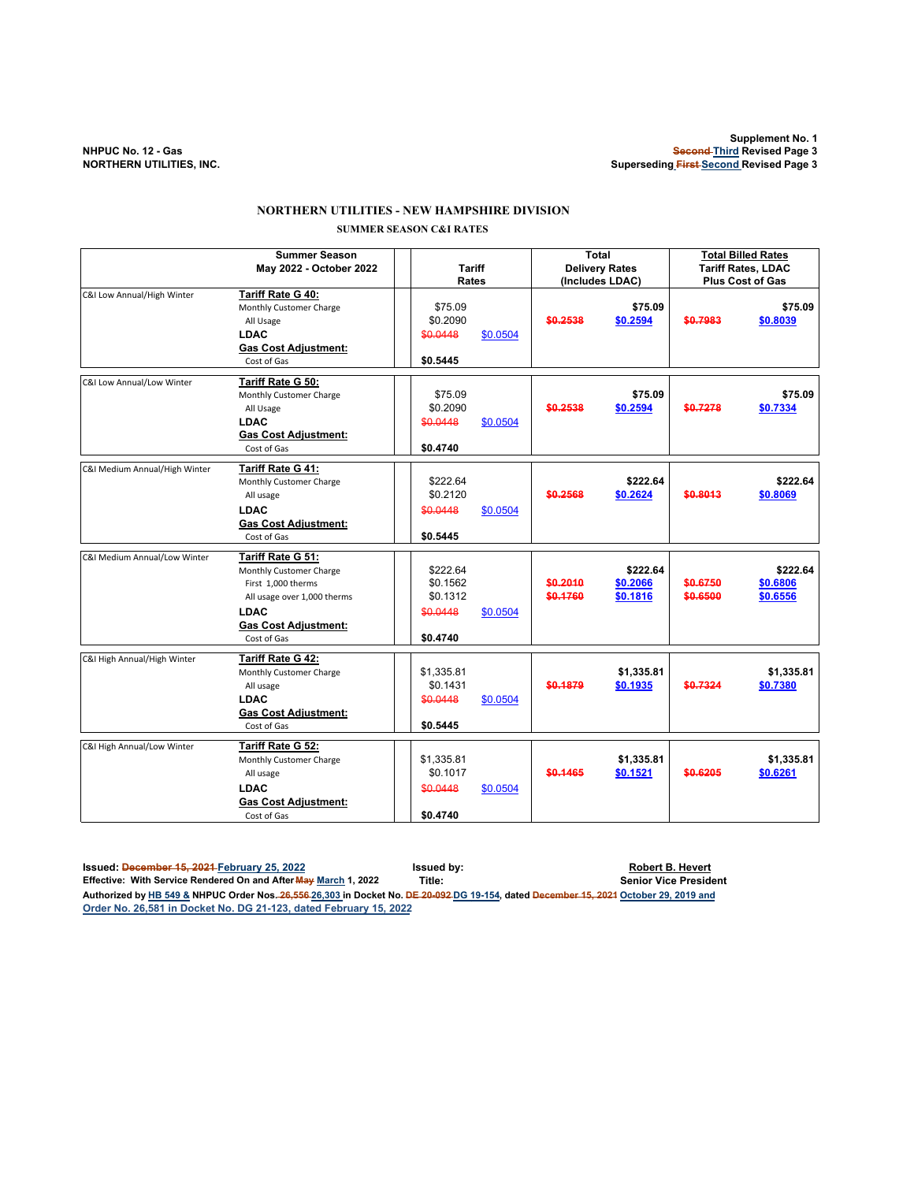NHPUC No. 12 - Gas
NORTHERN UTILITIES, INC.

Supplement No. 1
~~Second~~ Third Revised Page 3
Superseding ~~First~~ Second Revised Page 3

## NORTHERN UTILITIES - NEW HAMPSHIRE DIVISION

### SUMMER SEASON C&I RATES

| | Summer Season May 2022 - October 2022 | Tariff Rates | | Total Delivery Rates (Includes LDAC) | | Total Billed Rates Tariff Rates, LDAC Plus Cost of Gas | |
|---|---|---|---|---|---|---|---|
| C&I Low Annual/High Winter | **Tariff Rate G 40:** | | | | | | |
| | Monthly Customer Charge | $75.09 | | | $75.09 | | $75.09 |
| | All Usage | $0.2090 | | ~~$0.2538~~ | $0.2594 | ~~$0.7983~~ | $0.8039 |
| | **LDAC** | ~~$0.0448~~ | $0.0504 | | | | |
| | **Gas Cost Adjustment:** | | | | | | |
| | Cost of Gas | $0.5445 | | | | | |
| C&I Low Annual/Low Winter | **Tariff Rate G 50:** | | | | | | |
| | Monthly Customer Charge | $75.09 | | | $75.09 | | $75.09 |
| | All Usage | $0.2090 | | ~~$0.2538~~ | $0.2594 | ~~$0.7278~~ | $0.7334 |
| | **LDAC** | ~~$0.0448~~ | $0.0504 | | | | |
| | **Gas Cost Adjustment:** | | | | | | |
| | Cost of Gas | $0.4740 | | | | | |
| C&I Medium Annual/High Winter | **Tariff Rate G 41:** | | | | | | |
| | Monthly Customer Charge | $222.64 | | | $222.64 | | $222.64 |
| | All usage | $0.2120 | | ~~$0.2568~~ | $0.2624 | ~~$0.8013~~ | $0.8069 |
| | **LDAC** | ~~$0.0448~~ | $0.0504 | | | | |
| | **Gas Cost Adjustment:** | | | | | | |
| | Cost of Gas | $0.5445 | | | | | |
| C&I Medium Annual/Low Winter | **Tariff Rate G 51:** | | | | | | |
| | Monthly Customer Charge | $222.64 | | | $222.64 | | $222.64 |
| | First 1,000 therms | $0.1562 | | ~~$0.2010~~ | $0.2066 | ~~$0.6750~~ | $0.6806 |
| | All usage over 1,000 therms | $0.1312 | | ~~$0.1760~~ | $0.1816 | ~~$0.6500~~ | $0.6556 |
| | **LDAC** | ~~$0.0448~~ | $0.0504 | | | | |
| | **Gas Cost Adjustment:** | | | | | | |
| | Cost of Gas | $0.4740 | | | | | |
| C&I High Annual/High Winter | **Tariff Rate G 42:** | | | | | | |
| | Monthly Customer Charge | $1,335.81 | | | $1,335.81 | | $1,335.81 |
| | All usage | $0.1431 | | ~~$0.1879~~ | $0.1935 | ~~$0.7324~~ | $0.7380 |
| | **LDAC** | ~~$0.0448~~ | $0.0504 | | | | |
| | **Gas Cost Adjustment:** | | | | | | |
| | Cost of Gas | $0.5445 | | | | | |
| C&I High Annual/Low Winter | **Tariff Rate G 52:** | | | | | | |
| | Monthly Customer Charge | $1,335.81 | | | $1,335.81 | | $1,335.81 |
| | All usage | $0.1017 | | ~~$0.1465~~ | $0.1521 | ~~$0.6205~~ | $0.6261 |
| | **LDAC** | ~~$0.0448~~ | $0.0504 | | | | |
| | **Gas Cost Adjustment:** | | | | | | |
| | Cost of Gas | $0.4740 | | | | | |

**Issued:** ~~December 15, 2021~~ **February 25, 2022** | **Issued by:** **Robert B. Hevert**
**Effective: With Service Rendered On and After** ~~May~~ **March 1, 2022** | **Title:** **Senior Vice President**
**Authorized by HB 549 & NHPUC Order Nos.** ~~26,556~~ **26,303 in Docket No.** ~~DE 20-092~~ **DG 19-154, dated** ~~December 15, 2021~~ **October 29, 2019 and Order No. 26,581 in Docket No. DG 21-123, dated February 15, 2022**